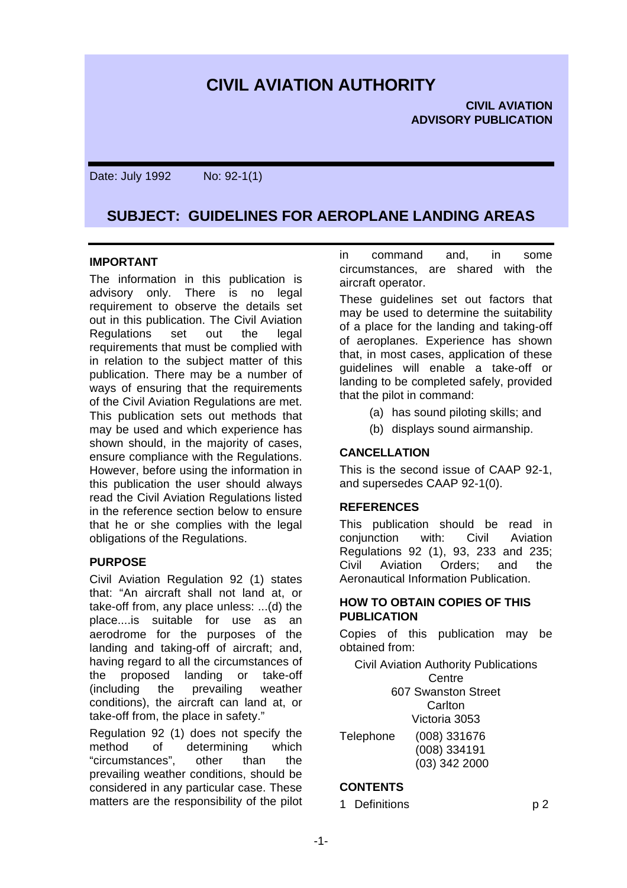# CIVIL AVIATION AUTHORITY

**CIVIL AVIATION ADVISORY PUBLICATION**

Date: July 1992 No: 92-1(1)

## SUBJECT: GUIDELINES FOR AEROPLANE LANDING AREAS

### IMPORTANT

The information in this publication is advisory only. There is no legal requirement to observe the details set out in this publication. The Civil Aviation Regulations set out the legal requirements that must be complied with in relation to the subject matter of this publication. There may be a number of ways of ensuring that the requirements of the Civil Aviation Regulations are met. This publication sets out methods that may be used and which experience has shown should, in the majority of cases, ensure compliance with the Regulations. However, before using the information in this publication the user should always read the Civil Aviation Regulations listed in the reference section below to ensure that he or she complies with the legal obligations of the Regulations.

### PURPOSE

Civil Aviation Regulation 92 (1) states that: "An aircraft shall not land at, or take-off from, any place unless: ...(d) the place....is suitable for use as an aerodrome for the purposes of the landing and taking-off of aircraft; and, having regard to all the circumstances of the proposed landing or take-off (including the prevailing weather conditions), the aircraft can land at, or take-off from, the place in safety."

Regulation 92 (1) does not specify the method of determining which "circumstances", other than the prevailing weather conditions, should be considered in any particular case. These matters are the responsibility of the pilot in command and, in some circumstances, are shared with the aircraft operator.

These guidelines set out factors that may be used to determine the suitability of a place for the landing and taking-off of aeroplanes. Experience has shown that, in most cases, application of these guidelines will enable a take-off or landing to be completed safely, provided that the pilot in command:

(a) has sound piloting skills; and

(b) displays sound airmanship.

### CANCELLATION

This is the second issue of CAAP 92-1, and supersedes CAAP 92-1(0).

### REFERENCES

This publication should be read in conjunction with: Civil Aviation Regulations 92 (1), 93, 233 and 235; Civil Aviation Orders; and the Aeronautical Information Publication.

### HOW TO OBTAIN COPIES OF THIS PUBLICATION

Copies of this publication may be obtained from:

Civil Aviation Authority Publications Centre
607 Swanston Street
Carlton
Victoria 3053

Telephone (008) 331676
(008) 334191
(03) 342 2000

### CONTENTS

1 Definitions p 2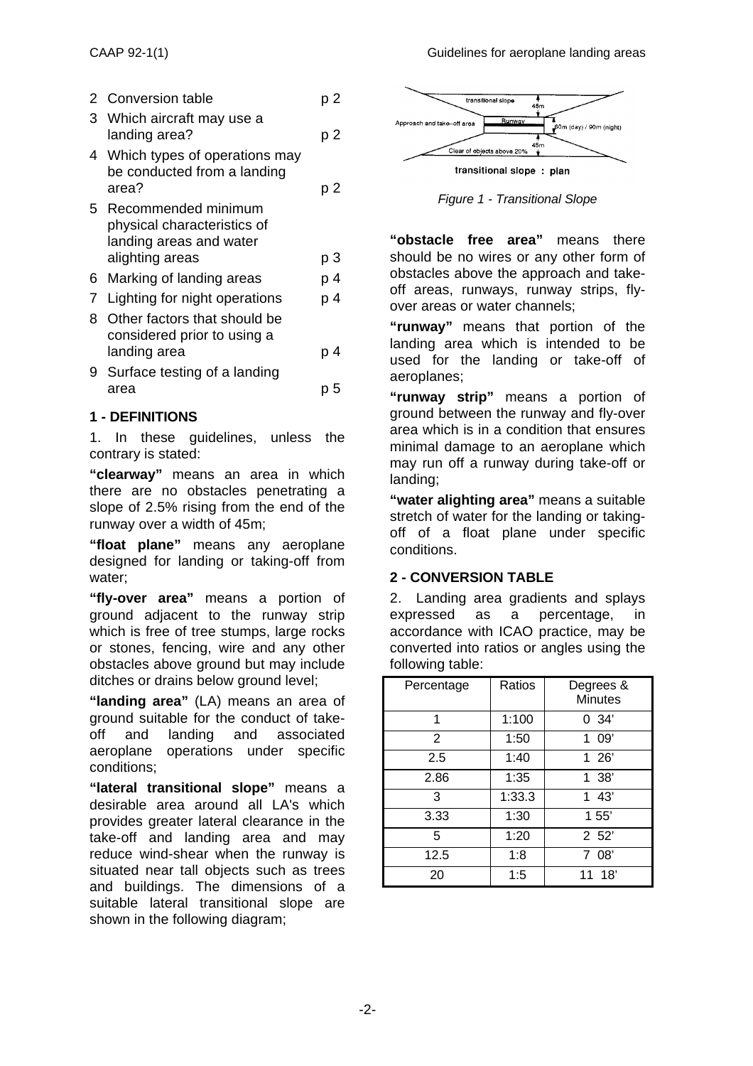| | | |
|---|---|---|
| 2 | Conversion table | p 2 |
| 3 | Which aircraft may use a landing area? | p 2 |
| 4 | Which types of operations may be conducted from a landing area? | p 2 |
| 5 | Recommended minimum physical characteristics of landing areas and water alighting areas | p 3 |
| 6 | Marking of landing areas | p 4 |
| 7 | Lighting for night operations | p 4 |
| 8 | Other factors that should be considered prior to using a landing area | p 4 |
| 9 | Surface testing of a landing area | p 5 |

### 1 - DEFINITIONS

1. In these guidelines, unless the contrary is stated:

**"clearway"** means an area in which there are no obstacles penetrating a slope of 2.5% rising from the end of the runway over a width of 45m;

**"float plane"** means any aeroplane designed for landing or taking-off from water;

**"fly-over area"** means a portion of ground adjacent to the runway strip which is free of tree stumps, large rocks or stones, fencing, wire and any other obstacles above ground but may include ditches or drains below ground level;

**"landing area"** (LA) means an area of ground suitable for the conduct of take-off and landing and associated aeroplane operations under specific conditions;

**"lateral transitional slope"** means a desirable area around all LA's which provides greater lateral clearance in the take-off and landing area and may reduce wind-shear when the runway is situated near tall objects such as trees and buildings. The dimensions of a suitable lateral transitional slope are shown in the following diagram;

transitional slope 45m Approach and take-off area Runway 60m (day) / 90m (night) 45m Clear of objects above 20% transitional slope : plan

*Figure 1 - Transitional Slope*

**"obstacle free area"** means there should be no wires or any other form of obstacles above the approach and take-off areas, runways, runway strips, fly-over areas or water channels;

**"runway"** means that portion of the landing area which is intended to be used for the landing or take-off of aeroplanes;

**"runway strip"** means a portion of ground between the runway and fly-over area which is in a condition that ensures minimal damage to an aeroplane which may run off a runway during take-off or landing;

**"water alighting area"** means a suitable stretch of water for the landing or taking-off of a float plane under specific conditions.

### 2 - CONVERSION TABLE

2. Landing area gradients and splays expressed as a percentage, in accordance with ICAO practice, may be converted into ratios or angles using the following table:

| Percentage | Ratios | Degrees & Minutes |
|---|---|---|
| 1 | 1:100 | 0 34' |
| 2 | 1:50 | 1 09' |
| 2.5 | 1:40 | 1 26' |
| 2.86 | 1:35 | 1 38' |
| 3 | 1:33.3 | 1 43' |
| 3.33 | 1:30 | 1 55' |
| 5 | 1:20 | 2 52' |
| 12.5 | 1:8 | 7 08' |
| 20 | 1:5 | 11 18' |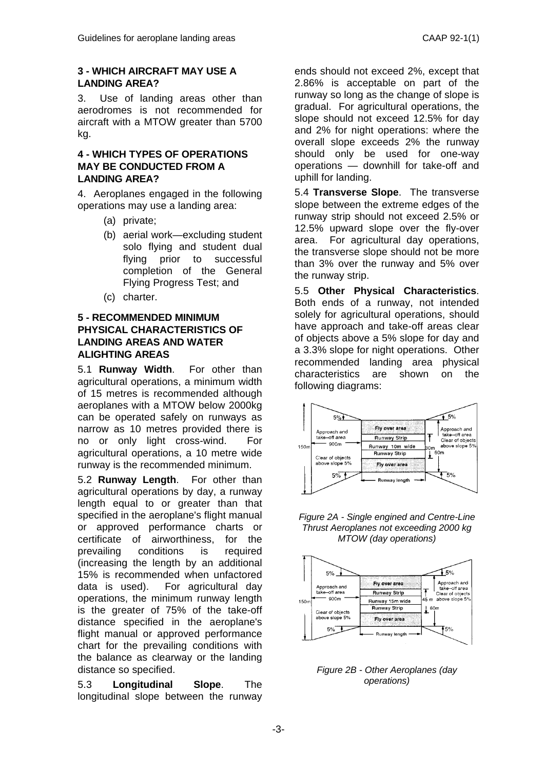## 3 - WHICH AIRCRAFT MAY USE A LANDING AREA?

3. Use of landing areas other than aerodromes is not recommended for aircraft with a MTOW greater than 5700 kg.

## 4 - WHICH TYPES OF OPERATIONS MAY BE CONDUCTED FROM A LANDING AREA?

4. Aeroplanes engaged in the following operations may use a landing area:

- (a) private;
- (b) aerial work—excluding student solo flying and student dual flying prior to successful completion of the General Flying Progress Test; and
- (c) charter.

## 5 - RECOMMENDED MINIMUM PHYSICAL CHARACTERISTICS OF LANDING AREAS AND WATER ALIGHTING AREAS

5.1 **Runway Width**. For other than agricultural operations, a minimum width of 15 metres is recommended although aeroplanes with a MTOW below 2000kg can be operated safely on runways as narrow as 10 metres provided there is no or only light cross-wind. For agricultural operations, a 10 metre wide runway is the recommended minimum.

5.2 **Runway Length**. For other than agricultural operations by day, a runway length equal to or greater than that specified in the aeroplane's flight manual or approved performance charts or certificate of airworthiness, for the prevailing conditions is required (increasing the length by an additional 15% is recommended when unfactored data is used). For agricultural day operations, the minimum runway length is the greater of 75% of the take-off distance specified in the aeroplane's flight manual or approved performance chart for the prevailing conditions with the balance as clearway or the landing distance so specified.

5.3 **Longitudinal Slope**. The longitudinal slope between the runway ends should not exceed 2%, except that 2.86% is acceptable on part of the runway so long as the change of slope is gradual. For agricultural operations, the slope should not exceed 12.5% for day and 2% for night operations: where the overall slope exceeds 2% the runway should only be used for one-way operations — downhill for take-off and uphill for landing.

5.4 **Transverse Slope**. The transverse slope between the extreme edges of the runway strip should not exceed 2.5% or 12.5% upward slope over the fly-over area. For agricultural day operations, the transverse slope should not be more than 3% over the runway and 5% over the runway strip.

5.5 **Other Physical Characteristics**. Both ends of a runway, not intended solely for agricultural operations, should have approach and take-off areas clear of objects above a 5% slope for day and a 3.3% slope for night operations. Other recommended landing area physical characteristics are shown on the following diagrams:

*Figure 2A - Single engined and Centre-Line Thrust Aeroplanes not exceeding 2000 kg MTOW (day operations)*

*Figure 2B - Other Aeroplanes (day operations)*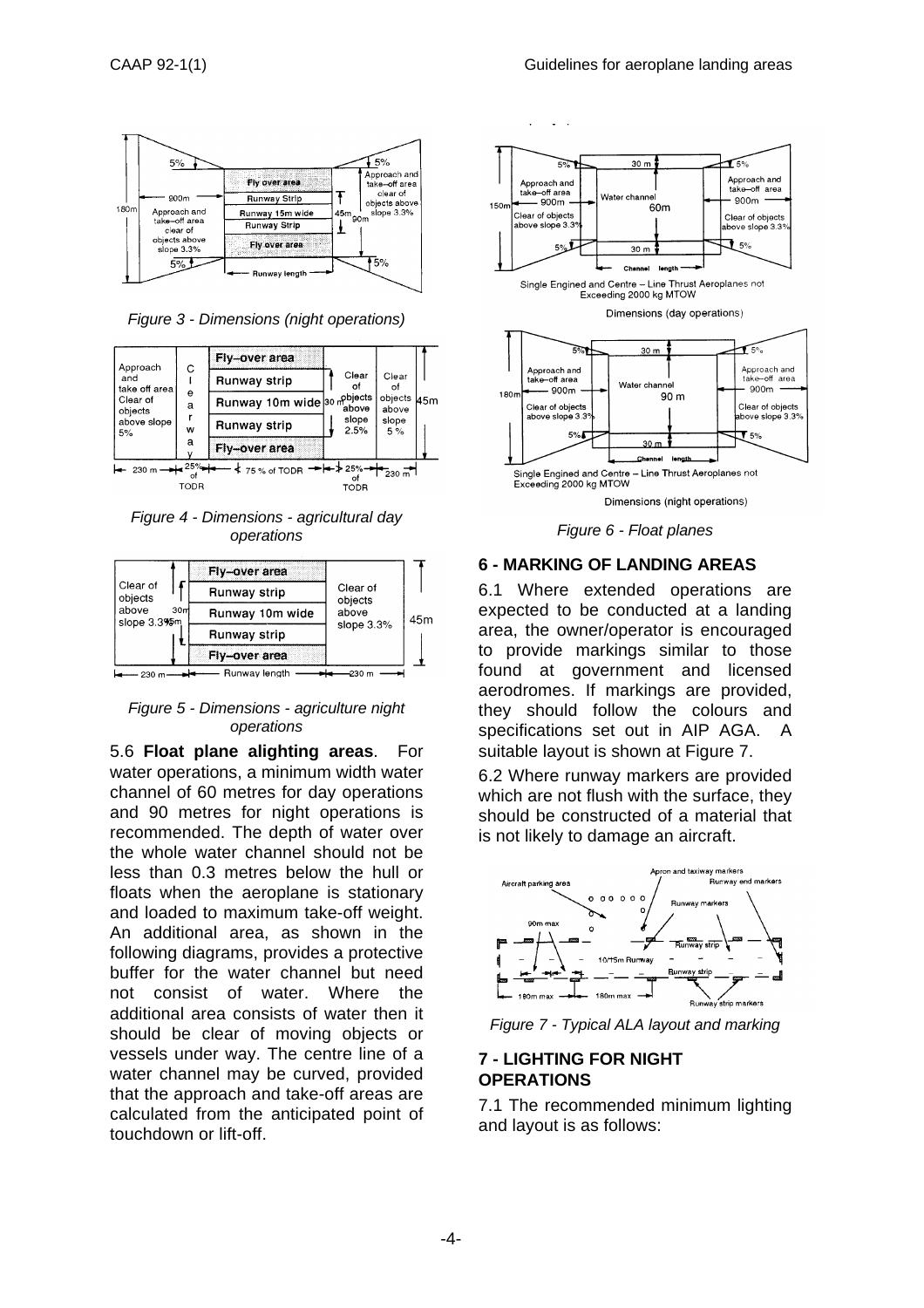*Figure 3 - Dimensions (night operations)*

*Figure 4 - Dimensions - agricultural day operations*

*Figure 5 - Dimensions - agriculture night operations*

5.6 **Float plane alighting areas**. For water operations, a minimum width water channel of 60 metres for day operations and 90 metres for night operations is recommended. The depth of water over the whole water channel should not be less than 0.3 metres below the hull or floats when the aeroplane is stationary and loaded to maximum take-off weight. An additional area, as shown in the following diagrams, provides a protective buffer for the water channel but need not consist of water. Where the additional area consists of water then it should be clear of moving objects or vessels under way. The centre line of a water channel may be curved, provided that the approach and take-off areas are calculated from the anticipated point of touchdown or lift-off.

*Figure 6 - Float planes*

## 6 - MARKING OF LANDING AREAS

6.1 Where extended operations are expected to be conducted at a landing area, the owner/operator is encouraged to provide markings similar to those found at government and licensed aerodromes. If markings are provided, they should follow the colours and specifications set out in AIP AGA. A suitable layout is shown at Figure 7.

6.2 Where runway markers are provided which are not flush with the surface, they should be constructed of a material that is not likely to damage an aircraft.

*Figure 7 - Typical ALA layout and marking*

## 7 - LIGHTING FOR NIGHT OPERATIONS

7.1 The recommended minimum lighting and layout is as follows: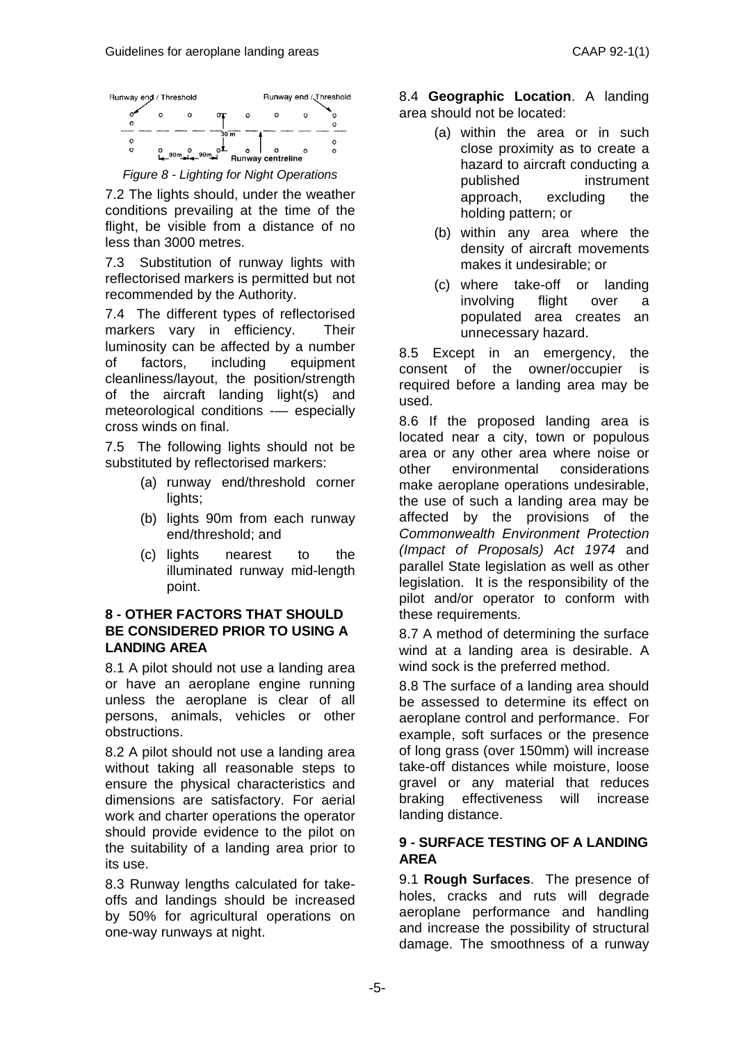Figure 8 - Lighting for Night Operations

7.2 The lights should, under the weather conditions prevailing at the time of the flight, be visible from a distance of no less than 3000 metres.

7.3 Substitution of runway lights with reflectorised markers is permitted but not recommended by the Authority.

7.4 The different types of reflectorised markers vary in efficiency. Their luminosity can be affected by a number of factors, including equipment cleanliness/layout, the position/strength of the aircraft landing light(s) and meteorological conditions -— especially cross winds on final.

7.5 The following lights should not be substituted by reflectorised markers:

(a) runway end/threshold corner lights;

(b) lights 90m from each runway end/threshold; and

(c) lights nearest to the illuminated runway mid-length point.

## 8 - OTHER FACTORS THAT SHOULD BE CONSIDERED PRIOR TO USING A LANDING AREA

8.1 A pilot should not use a landing area or have an aeroplane engine running unless the aeroplane is clear of all persons, animals, vehicles or other obstructions.

8.2 A pilot should not use a landing area without taking all reasonable steps to ensure the physical characteristics and dimensions are satisfactory. For aerial work and charter operations the operator should provide evidence to the pilot on the suitability of a landing area prior to its use.

8.3 Runway lengths calculated for take-offs and landings should be increased by 50% for agricultural operations on one-way runways at night.

8.4 **Geographic Location**. A landing area should not be located:

(a) within the area or in such close proximity as to create a hazard to aircraft conducting a published instrument approach, excluding the holding pattern; or

(b) within any area where the density of aircraft movements makes it undesirable; or

(c) where take-off or landing involving flight over a populated area creates an unnecessary hazard.

8.5 Except in an emergency, the consent of the owner/occupier is required before a landing area may be used.

8.6 If the proposed landing area is located near a city, town or populous area or any other area where noise or other environmental considerations make aeroplane operations undesirable, the use of such a landing area may be affected by the provisions of the *Commonwealth Environment Protection (Impact of Proposals) Act 1974* and parallel State legislation as well as other legislation. It is the responsibility of the pilot and/or operator to conform with these requirements.

8.7 A method of determining the surface wind at a landing area is desirable. A wind sock is the preferred method.

8.8 The surface of a landing area should be assessed to determine its effect on aeroplane control and performance. For example, soft surfaces or the presence of long grass (over 150mm) will increase take-off distances while moisture, loose gravel or any material that reduces braking effectiveness will increase landing distance.

## 9 - SURFACE TESTING OF A LANDING AREA

9.1 **Rough Surfaces**. The presence of holes, cracks and ruts will degrade aeroplane performance and handling and increase the possibility of structural damage. The smoothness of a runway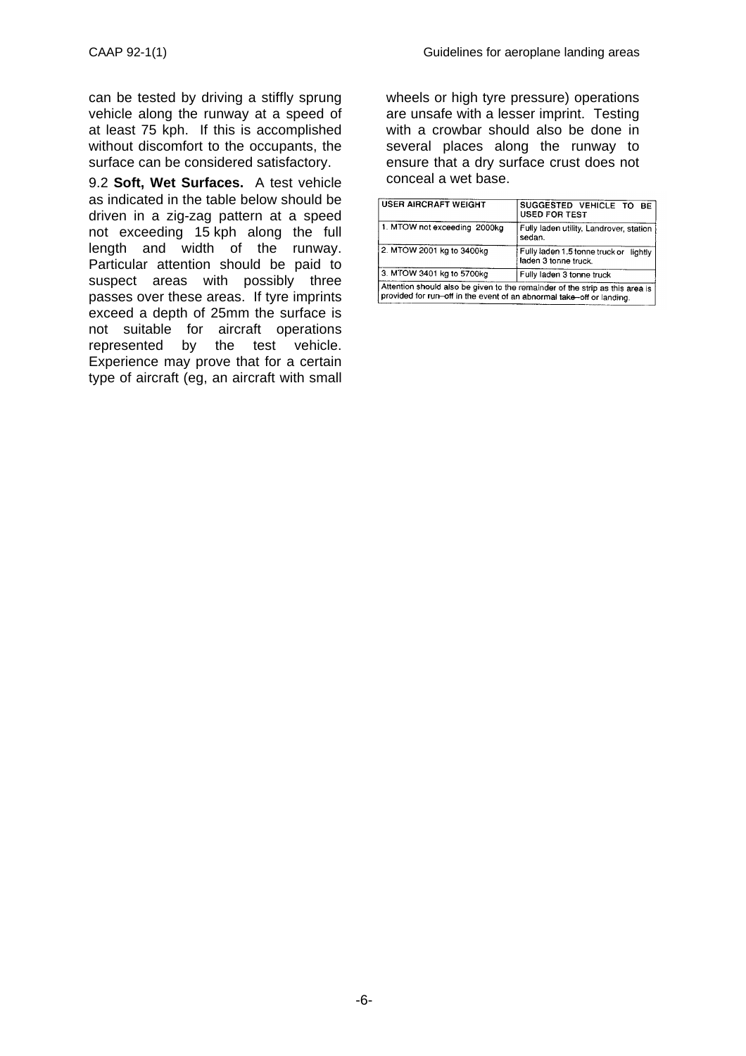can be tested by driving a stiffly sprung vehicle along the runway at a speed of at least 75 kph. If this is accomplished without discomfort to the occupants, the surface can be considered satisfactory.

9.2 **Soft, Wet Surfaces.** A test vehicle as indicated in the table below should be driven in a zig-zag pattern at a speed not exceeding 15 kph along the full length and width of the runway. Particular attention should be paid to suspect areas with possibly three passes over these areas. If tyre imprints exceed a depth of 25mm the surface is not suitable for aircraft operations represented by the test vehicle. Experience may prove that for a certain type of aircraft (eg, an aircraft with small wheels or high tyre pressure) operations are unsafe with a lesser imprint. Testing with a crowbar should also be done in several places along the runway to ensure that a dry surface crust does not conceal a wet base.

| USER AIRCRAFT WEIGHT | SUGGESTED VEHICLE TO BE USED FOR TEST |
|---|---|
| 1. MTOW not exceeding 2000kg | Fully laden utility, Landrover, station sedan. |
| 2. MTOW 2001 kg to 3400kg | Fully laden 1.5 tonne truck or lightly laden 3 tonne truck. |
| 3. MTOW 3401 kg to 5700kg | Fully laden 3 tonne truck |
| Attention should also be given to the remainder of the strip as this area is provided for run–off in the event of an abnormal take–off or landing. | |